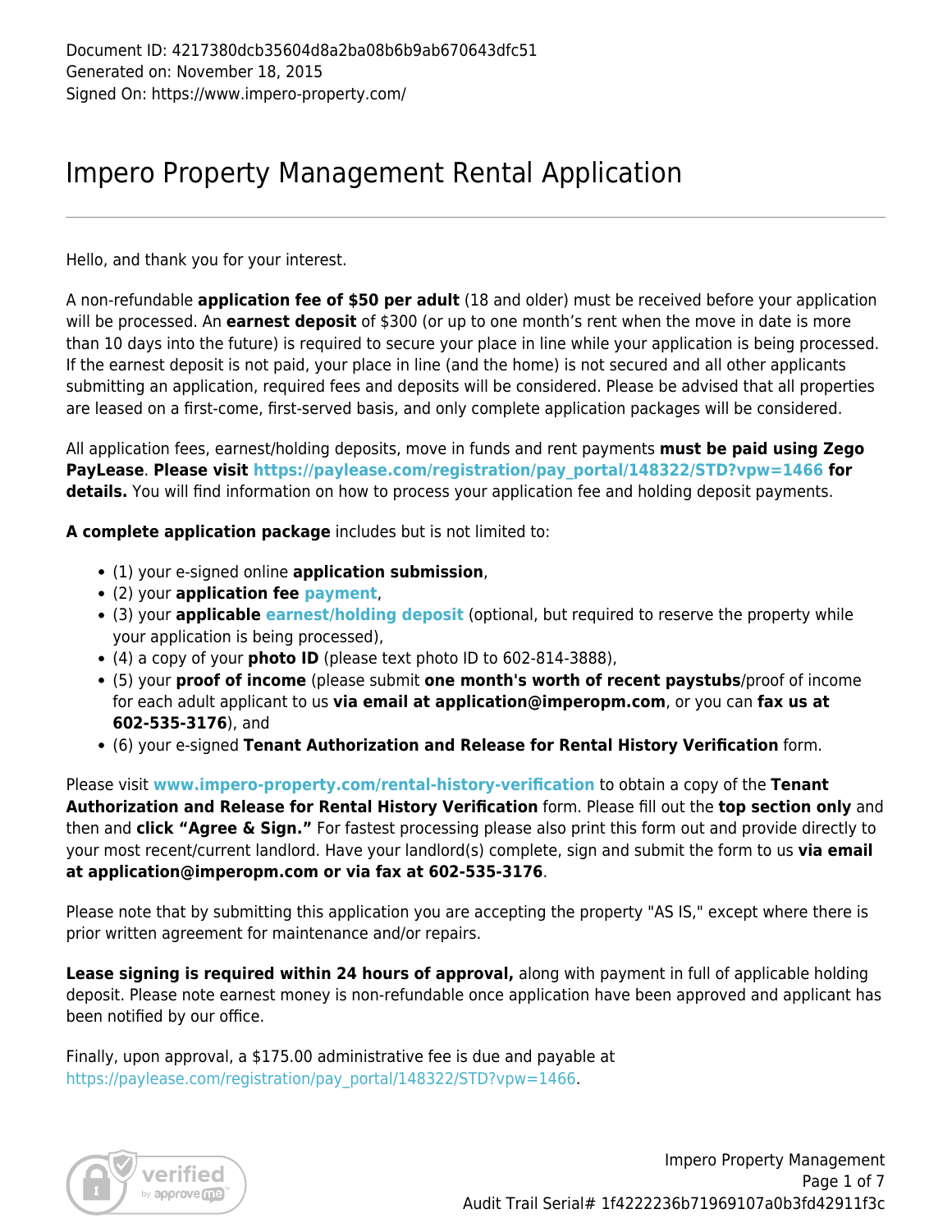Document ID: 4217380dcb35604d8a2ba08b6b9ab670643dfc51
Generated on: November 18, 2015
Signed On: https://www.impero-property.com/

# Impero Property Management Rental Application

---

Hello, and thank you for your interest.

A non-refundable **application fee of $50 per adult** (18 and older) must be received before your application will be processed. An **earnest deposit** of $300 (or up to one month's rent when the move in date is more than 10 days into the future) is required to secure your place in line while your application is being processed. If the earnest deposit is not paid, your place in line (and the home) is not secured and all other applicants submitting an application, required fees and deposits will be considered. Please be advised that all properties are leased on a first-come, first-served basis, and only complete application packages will be considered.

All application fees, earnest/holding deposits, move in funds and rent payments **must be paid using Zego PayLease**. **Please visit https://paylease.com/registration/pay_portal/148322/STD?vpw=1466 for details.** You will find information on how to process your application fee and holding deposit payments.

**A complete application package** includes but is not limited to:

- (1) your e-signed online **application submission**,
- (2) your **application fee payment**,
- (3) your **applicable earnest/holding deposit** (optional, but required to reserve the property while your application is being processed),
- (4) a copy of your **photo ID** (please text photo ID to 602-814-3888),
- (5) your **proof of income** (please submit **one month's worth of recent paystubs**/proof of income for each adult applicant to us **via email at application@imperopm.com**, or you can **fax us at 602-535-3176**), and
- (6) your e-signed **Tenant Authorization and Release for Rental History Verification** form.

Please visit **www.impero-property.com/rental-history-verification** to obtain a copy of the **Tenant Authorization and Release for Rental History Verification** form. Please fill out the **top section only** and then and **click "Agree & Sign."** For fastest processing please also print this form out and provide directly to your most recent/current landlord. Have your landlord(s) complete, sign and submit the form to us **via email at application@imperopm.com or via fax at 602-535-3176**.

Please note that by submitting this application you are accepting the property "AS IS," except where there is prior written agreement for maintenance and/or repairs.

**Lease signing is required within 24 hours of approval,** along with payment in full of applicable holding deposit. Please note earnest money is non-refundable once application have been approved and applicant has been notified by our office.

Finally, upon approval, a $175.00 administrative fee is due and payable at https://paylease.com/registration/pay_portal/148322/STD?vpw=1466.

Impero Property Management
Audit Trail Serial# 1f4222236b71969107a0b3fd42911f3c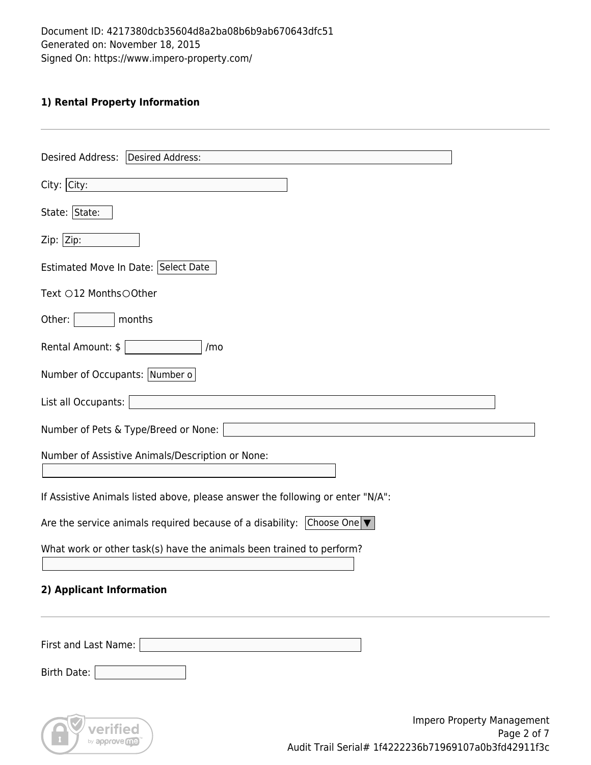Document ID: 4217380dcb35604d8a2ba08b6b9ab670643dfc51
Generated on: November 18, 2015
Signed On: https://www.impero-property.com/

### 1) Rental Property Information

---

Desired Address: Desired Address:

City: City:

State: State:

Zip: Zip:

Estimated Move In Date: Select Date

Text ○12 Months○Other

Other: ______ months

Rental Amount: $ ______ /mo

Number of Occupants: Number o

List all Occupants: ______

Number of Pets & Type/Breed or None: ______

Number of Assistive Animals/Description or None:

______

If Assistive Animals listed above, please answer the following or enter "N/A":

Are the service animals required because of a disability: Choose One ▼

What work or other task(s) have the animals been trained to perform?

______

### 2) Applicant Information

---

First and Last Name: ______

Birth Date: ______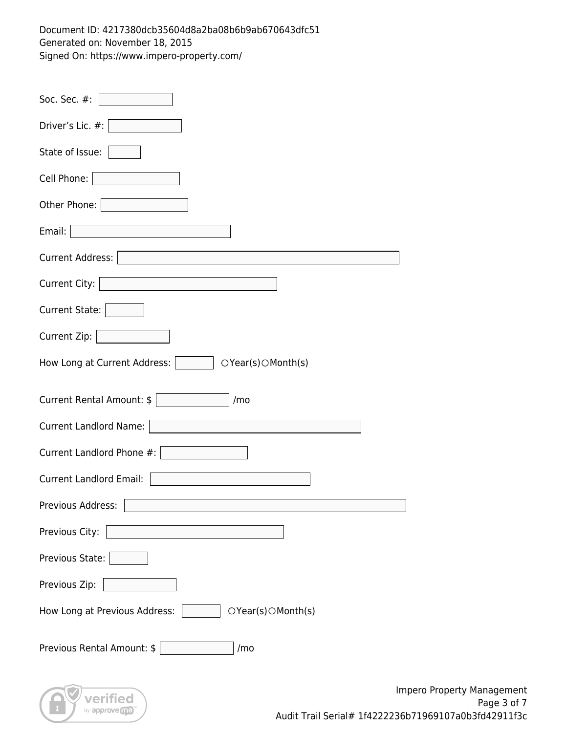Document ID: 4217380dcb35604d8a2ba08b6b9ab670643dfc51
Generated on: November 18, 2015
Signed On: https://www.impero-property.com/

Soc. Sec. #: 

Driver's Lic. #: 

State of Issue: 

Cell Phone: 

Other Phone: 

Email: 

Current Address: 

Current City: 

Current State: 

Current Zip: 

How Long at Current Address: ○Year(s) ○Month(s)

Current Rental Amount: $ /mo

Current Landlord Name: 

Current Landlord Phone #: 

Current Landlord Email: 

Previous Address: 

Previous City: 

Previous State: 

Previous Zip: 

How Long at Previous Address: ○Year(s) ○Month(s)

Previous Rental Amount: $ /mo

Impero Property Management
Audit Trail Serial# 1f4222236b71969107a0b3fd42911f3c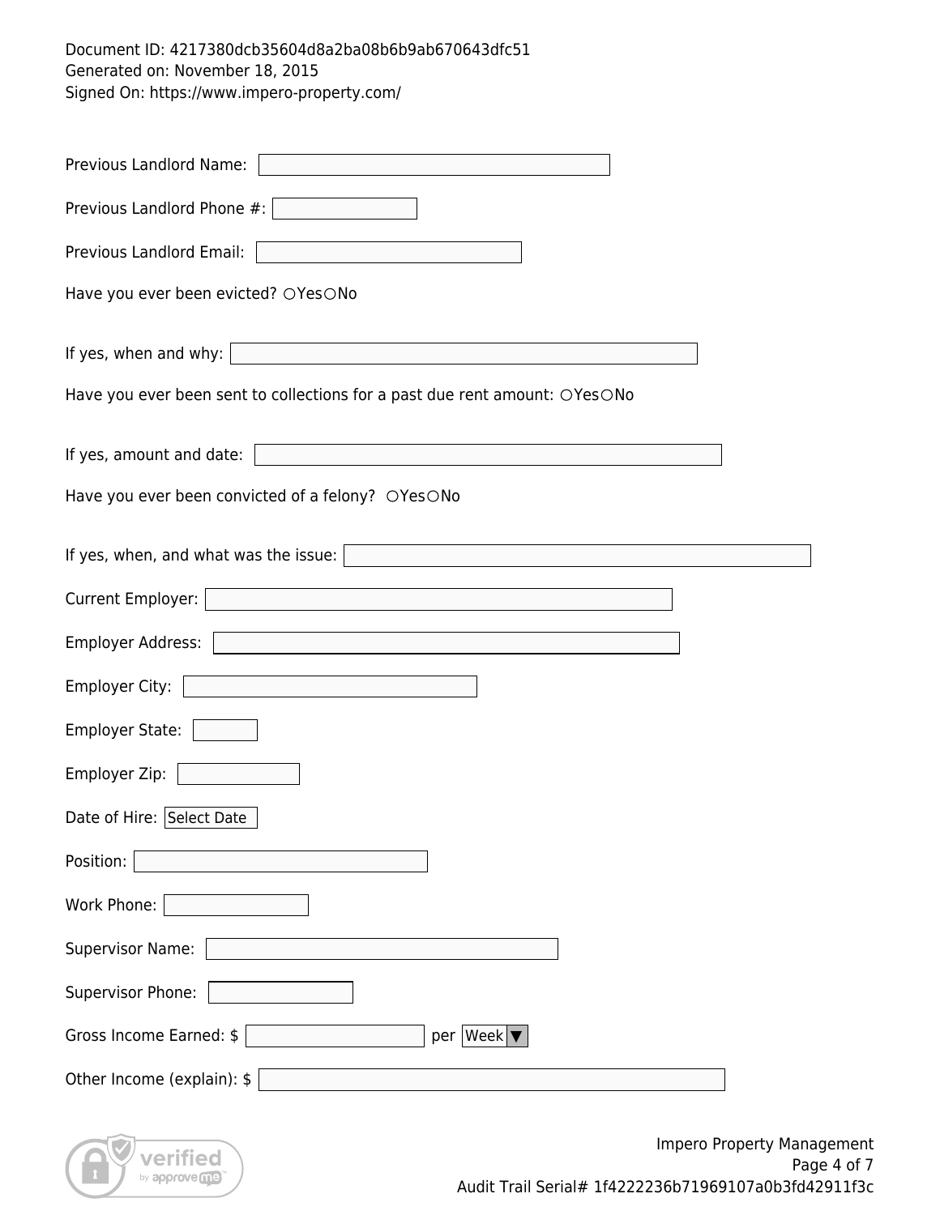Document ID: 4217380dcb35604d8a2ba08b6b9ab670643dfc51
Generated on: November 18, 2015
Signed On: https://www.impero-property.com/

Previous Landlord Name: 

Previous Landlord Phone #: 

Previous Landlord Email: 

Have you ever been evicted? ○Yes○No

If yes, when and why: 

Have you ever been sent to collections for a past due rent amount: ○Yes○No

If yes, amount and date: 

Have you ever been convicted of a felony? ○Yes○No

If yes, when, and what was the issue: 

Current Employer: 

Employer Address: 

Employer City: 

Employer State: 

Employer Zip: 

Date of Hire: Select Date

Position: 

Work Phone: 

Supervisor Name: 

Supervisor Phone: 

Gross Income Earned: $ per Week ▼

Other Income (explain): $

Impero Property Management

Audit Trail Serial# 1f4222236b71969107a0b3fd42911f3c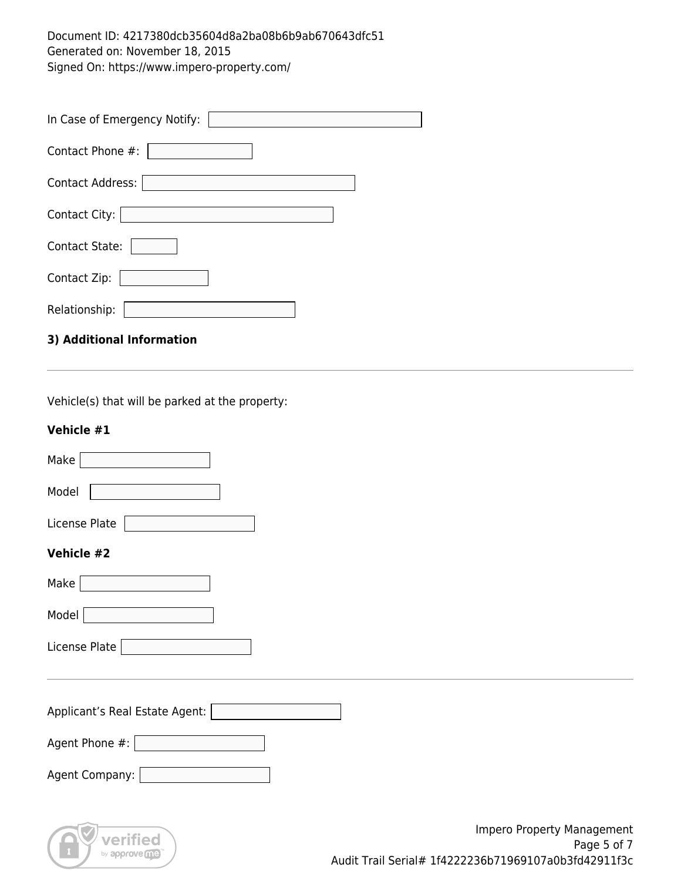Document ID: 4217380dcb35604d8a2ba08b6b9ab670643dfc51
Generated on: November 18, 2015
Signed On: https://www.impero-property.com/

In Case of Emergency Notify: 

Contact Phone #: 

Contact Address: 

Contact City: 

Contact State: 

Contact Zip: 

Relationship: 

**3) Additional Information**

---

Vehicle(s) that will be parked at the property:

**Vehicle #1**

Make 

Model 

License Plate 

**Vehicle #2**

Make 

Model 

License Plate 

---

Applicant's Real Estate Agent: 

Agent Phone #: 

Agent Company: 

Impero Property Management

Audit Trail Serial# 1f4222236b71969107a0b3fd42911f3c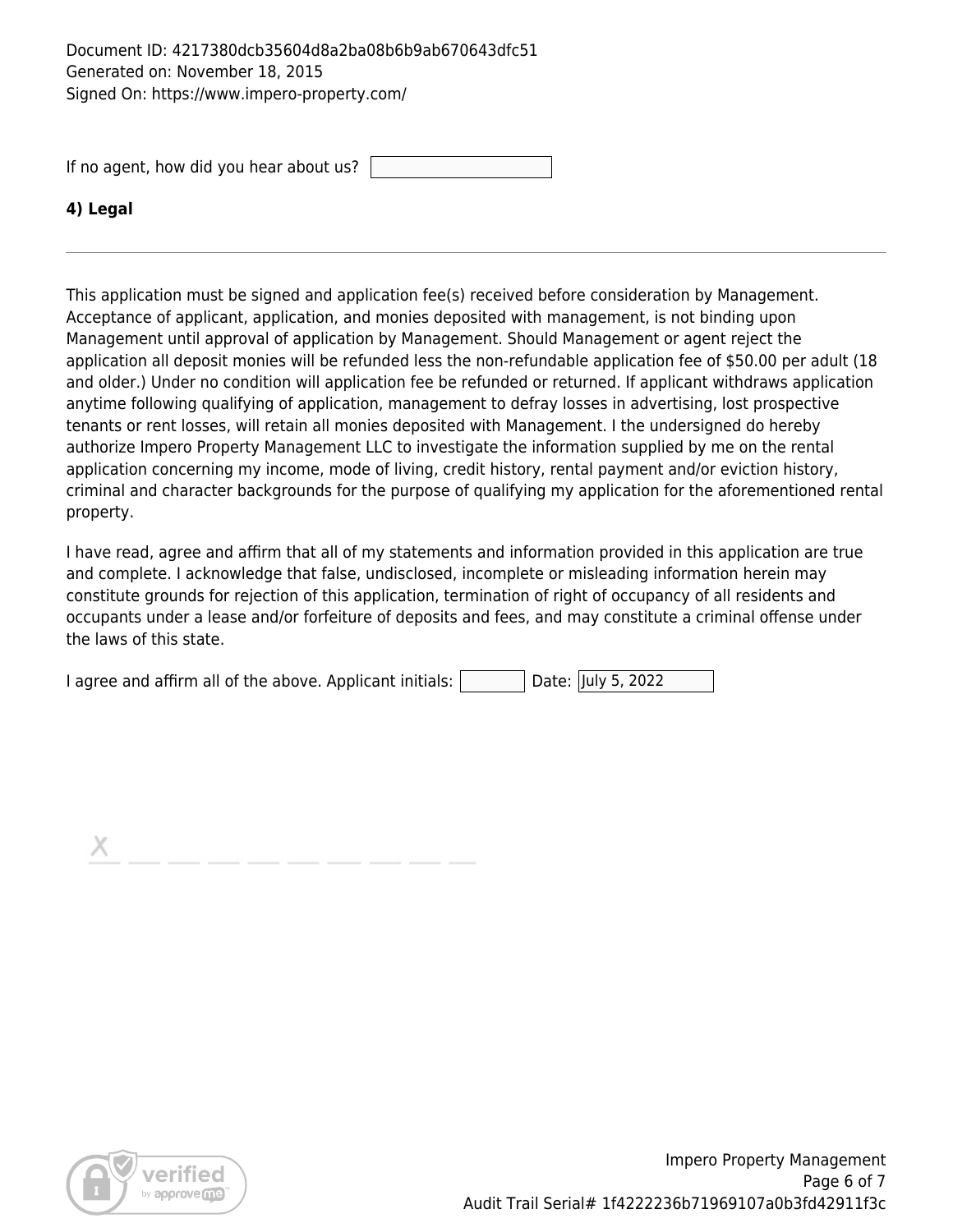Document ID: 4217380dcb35604d8a2ba08b6b9ab670643dfc51
Generated on: November 18, 2015
Signed On: https://www.impero-property.com/

If no agent, how did you hear about us?

**4) Legal**

---

This application must be signed and application fee(s) received before consideration by Management. Acceptance of applicant, application, and monies deposited with management, is not binding upon Management until approval of application by Management. Should Management or agent reject the application all deposit monies will be refunded less the non-refundable application fee of $50.00 per adult (18 and older.) Under no condition will application fee be refunded or returned. If applicant withdraws application anytime following qualifying of application, management to defray losses in advertising, lost prospective tenants or rent losses, will retain all monies deposited with Management. I the undersigned do hereby authorize Impero Property Management LLC to investigate the information supplied by me on the rental application concerning my income, mode of living, credit history, rental payment and/or eviction history, criminal and character backgrounds for the purpose of qualifying my application for the aforementioned rental property.

I have read, agree and affirm that all of my statements and information provided in this application are true and complete. I acknowledge that false, undisclosed, incomplete or misleading information herein may constitute grounds for rejection of this application, termination of right of occupancy of all residents and occupants under a lease and/or forfeiture of deposits and fees, and may constitute a criminal offense under the laws of this state.

I agree and affirm all of the above. Applicant initials: ______ Date: July 5, 2022

X ____________________

Impero Property Management

Audit Trail Serial# 1f4222236b71969107a0b3fd42911f3c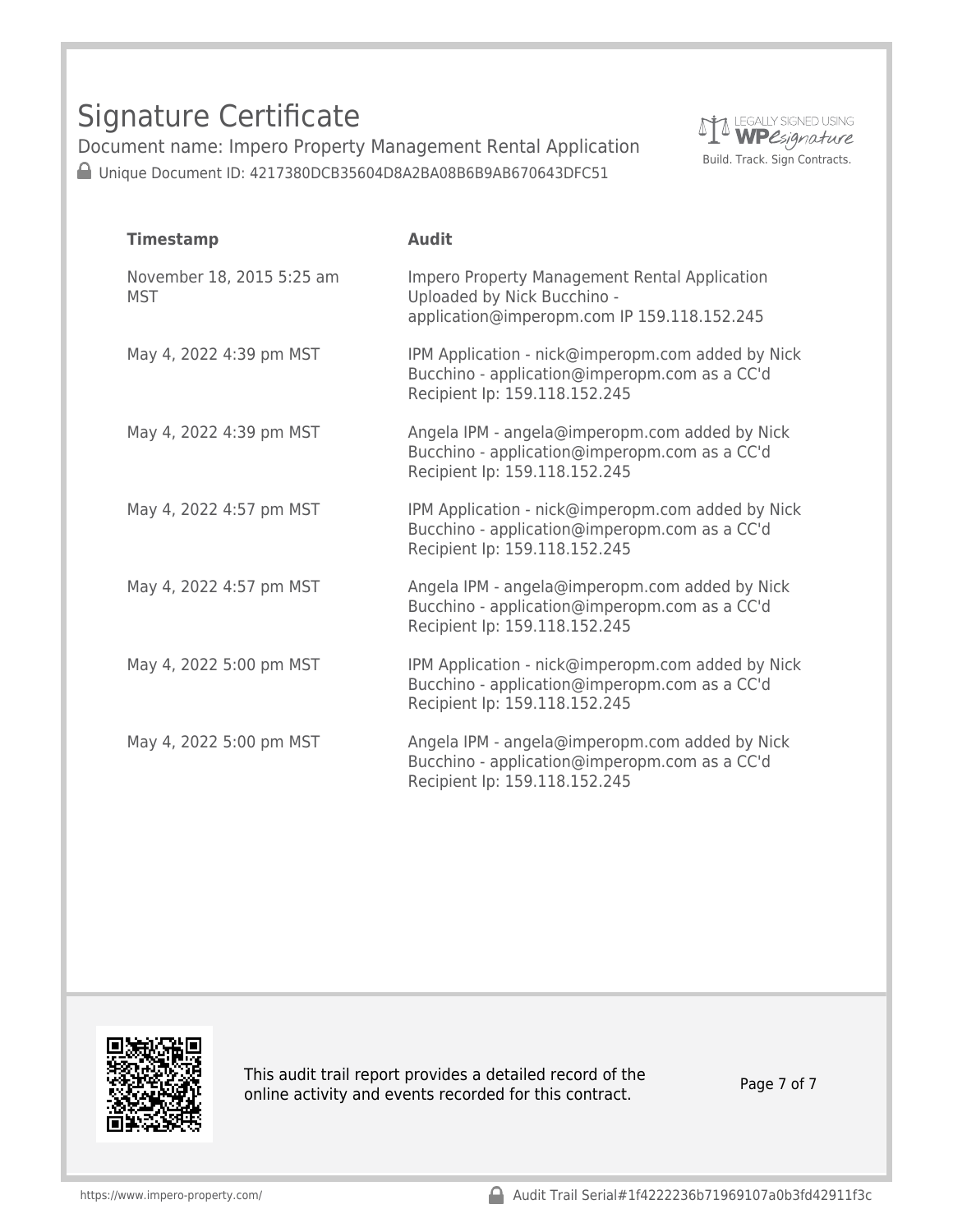# Signature Certificate

Document name: Impero Property Management Rental Application

Unique Document ID: 4217380DCB35604D8A2BA08B6B9AB670643DFC51

LEGALLY SIGNED USING WPesignature
Build. Track. Sign Contracts.

| Timestamp | Audit |
| --- | --- |
| November 18, 2015 5:25 am MST | Impero Property Management Rental Application Uploaded by Nick Bucchino - application@imperopm.com IP 159.118.152.245 |
| May 4, 2022 4:39 pm MST | IPM Application - nick@imperopm.com added by Nick Bucchino - application@imperopm.com as a CC'd Recipient Ip: 159.118.152.245 |
| May 4, 2022 4:39 pm MST | Angela IPM - angela@imperopm.com added by Nick Bucchino - application@imperopm.com as a CC'd Recipient Ip: 159.118.152.245 |
| May 4, 2022 4:57 pm MST | IPM Application - nick@imperopm.com added by Nick Bucchino - application@imperopm.com as a CC'd Recipient Ip: 159.118.152.245 |
| May 4, 2022 4:57 pm MST | Angela IPM - angela@imperopm.com added by Nick Bucchino - application@imperopm.com as a CC'd Recipient Ip: 159.118.152.245 |
| May 4, 2022 5:00 pm MST | IPM Application - nick@imperopm.com added by Nick Bucchino - application@imperopm.com as a CC'd Recipient Ip: 159.118.152.245 |
| May 4, 2022 5:00 pm MST | Angela IPM - angela@imperopm.com added by Nick Bucchino - application@imperopm.com as a CC'd Recipient Ip: 159.118.152.245 |

This audit trail report provides a detailed record of the online activity and events recorded for this contract.

https://www.impero-property.com/

Audit Trail Serial#1f4222236b71969107a0b3fd42911f3c